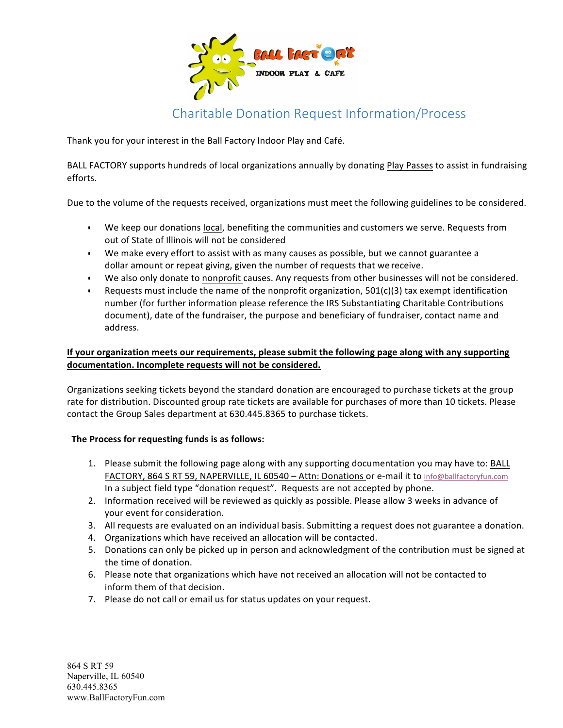# Charitable Donation Request Information/Process

Thank you for your interest in the Ball Factory Indoor Play and Café.

BALL FACTORY supports hundreds of local organizations annually by donating Play Passes to assist in fundraising efforts.

Due to the volume of the requests received, organizations must meet the following guidelines to be considered.

- We keep our donations local, benefiting the communities and customers we serve. Requests from out of State of Illinois will not be considered
- We make every effort to assist with as many causes as possible, but we cannot guarantee a dollar amount or repeat giving, given the number of requests that we receive.
- We also only donate to nonprofit causes. Any requests from other businesses will not be considered.
- Requests must include the name of the nonprofit organization, 501(c)(3) tax exempt identification number (for further information please reference the IRS Substantiating Charitable Contributions document), date of the fundraiser, the purpose and beneficiary of fundraiser, contact name and address.

**If your organization meets our requirements, please submit the following page along with any supporting documentation. Incomplete requests will not be considered.**

Organizations seeking tickets beyond the standard donation are encouraged to purchase tickets at the group rate for distribution. Discounted group rate tickets are available for purchases of more than 10 tickets. Please contact the Group Sales department at 630.445.8365 to purchase tickets.

**The Process for requesting funds is as follows:**

1. Please submit the following page along with any supporting documentation you may have to: BALL FACTORY, 864 S RT 59, NAPERVILLE, IL 60540 – Attn: Donations or e-mail it to info@ballfactoryfun.com In a subject field type "donation request". Requests are not accepted by phone.
2. Information received will be reviewed as quickly as possible. Please allow 3 weeks in advance of your event for consideration.
3. All requests are evaluated on an individual basis. Submitting a request does not guarantee a donation.
4. Organizations which have received an allocation will be contacted.
5. Donations can only be picked up in person and acknowledgment of the contribution must be signed at the time of donation.
6. Please note that organizations which have not received an allocation will not be contacted to inform them of that decision.
7. Please do not call or email us for status updates on your request.

864 S RT 59
Naperville, IL 60540
630.445.8365
www.BallFactoryFun.com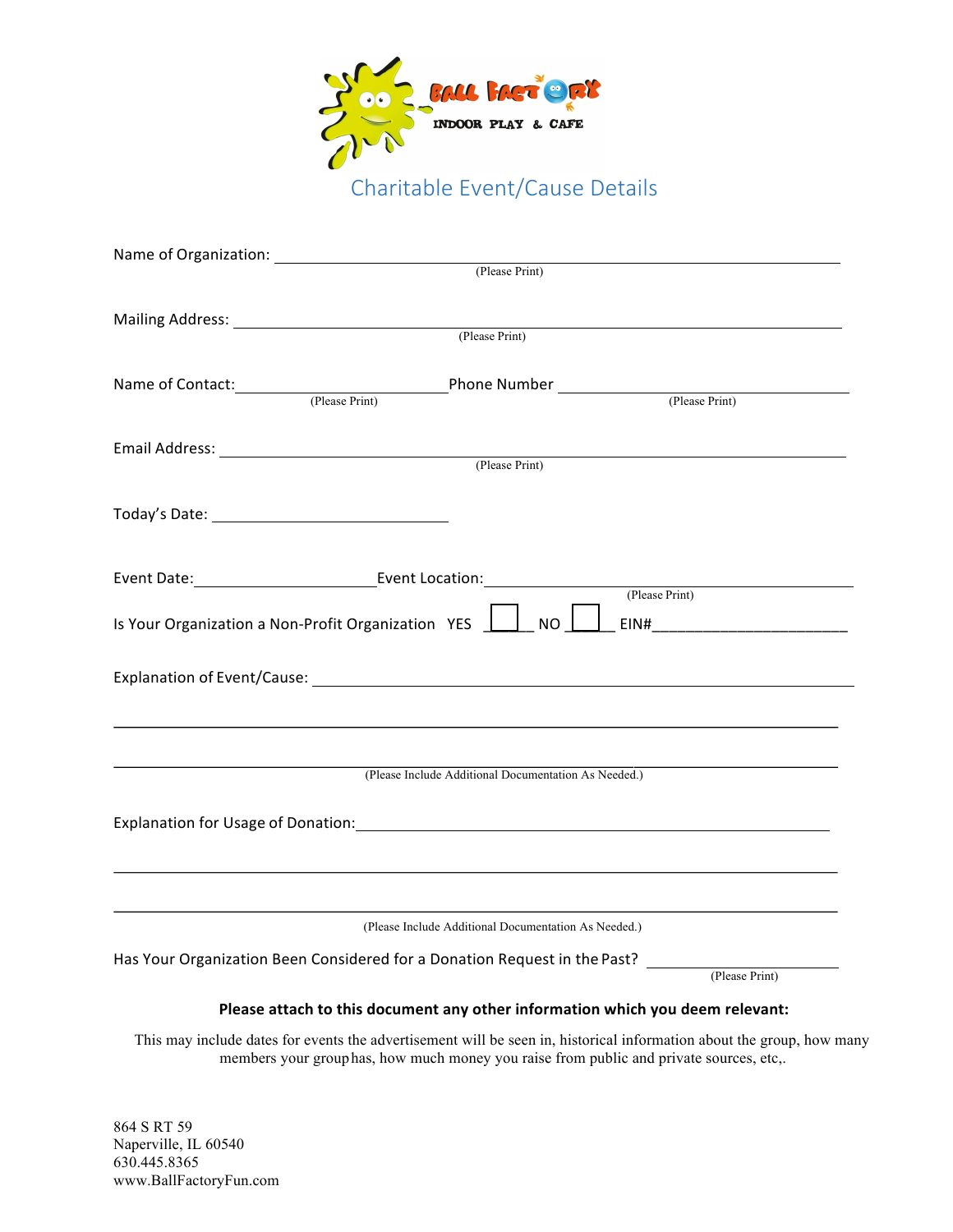BALL FACTORY
INDOOR PLAY & CAFE

# Charitable Event/Cause Details

Name of Organization: ______________________________________________
(Please Print)

Mailing Address: ______________________________________________
(Please Print)

Name of Contact: ______________________ Phone Number ______________________
(Please Print) (Please Print)

Email Address: ______________________________________________
(Please Print)

Today's Date: ______________________

Event Date: ______________________ Event Location: ______________________
(Please Print)

Is Your Organization a Non-Profit Organization YES ☐ NO ☐ EIN#______________________

Explanation of Event/Cause: ______________________________________________

______________________________________________

______________________________________________
(Please Include Additional Documentation As Needed.)

Explanation for Usage of Donation: ______________________________________________

______________________________________________

______________________________________________
(Please Include Additional Documentation As Needed.)

Has Your Organization Been Considered for a Donation Request in the Past? ______________________
(Please Print)

**Please attach to this document any other information which you deem relevant:**

This may include dates for events the advertisement will be seen in, historical information about the group, how many members your group has, how much money you raise from public and private sources, etc,.

864 S RT 59
Naperville, IL 60540
630.445.8365
www.BallFactoryFun.com